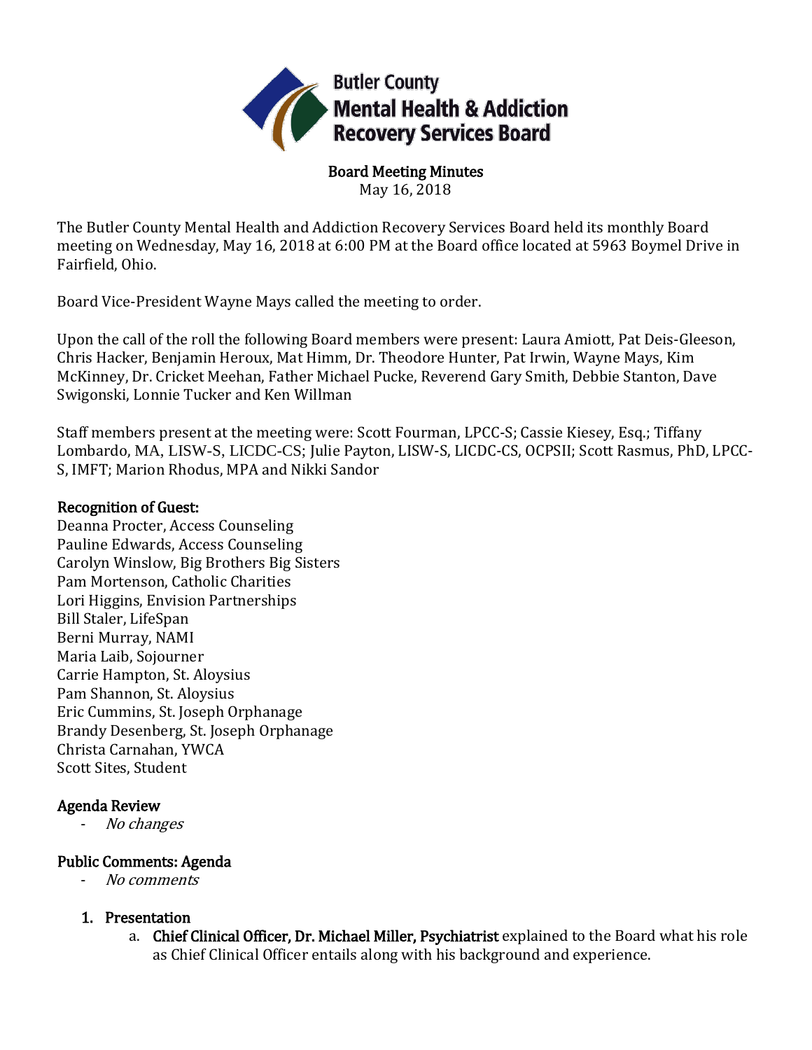Butler County Mental Health & Addiction Recovery Services Board

**Board Meeting Minutes**
May 16, 2018

The Butler County Mental Health and Addiction Recovery Services Board held its monthly Board meeting on Wednesday, May 16, 2018 at 6:00 PM at the Board office located at 5963 Boymel Drive in Fairfield, Ohio.

Board Vice-President Wayne Mays called the meeting to order.

Upon the call of the roll the following Board members were present: Laura Amiott, Pat Deis-Gleeson, Chris Hacker, Benjamin Heroux, Mat Himm, Dr. Theodore Hunter, Pat Irwin, Wayne Mays, Kim McKinney, Dr. Cricket Meehan, Father Michael Pucke, Reverend Gary Smith, Debbie Stanton, Dave Swigonski, Lonnie Tucker and Ken Willman

Staff members present at the meeting were: Scott Fourman, LPCC-S; Cassie Kiesey, Esq.; Tiffany Lombardo, MA, LISW-S, LICDC-CS; Julie Payton, LISW-S, LICDC-CS, OCPSII; Scott Rasmus, PhD, LPCC-S, IMFT; Marion Rhodus, MPA and Nikki Sandor

**Recognition of Guest:**
Deanna Procter, Access Counseling
Pauline Edwards, Access Counseling
Carolyn Winslow, Big Brothers Big Sisters
Pam Mortenson, Catholic Charities
Lori Higgins, Envision Partnerships
Bill Staler, LifeSpan
Berni Murray, NAMI
Maria Laib, Sojourner
Carrie Hampton, St. Aloysius
Pam Shannon, St. Aloysius
Eric Cummins, St. Joseph Orphanage
Brandy Desenberg, St. Joseph Orphanage
Christa Carnahan, YWCA
Scott Sites, Student

**Agenda Review**
- *No changes*

**Public Comments: Agenda**
- *No comments*

1. **Presentation**
    a. **Chief Clinical Officer, Dr. Michael Miller, Psychiatrist** explained to the Board what his role as Chief Clinical Officer entails along with his background and experience.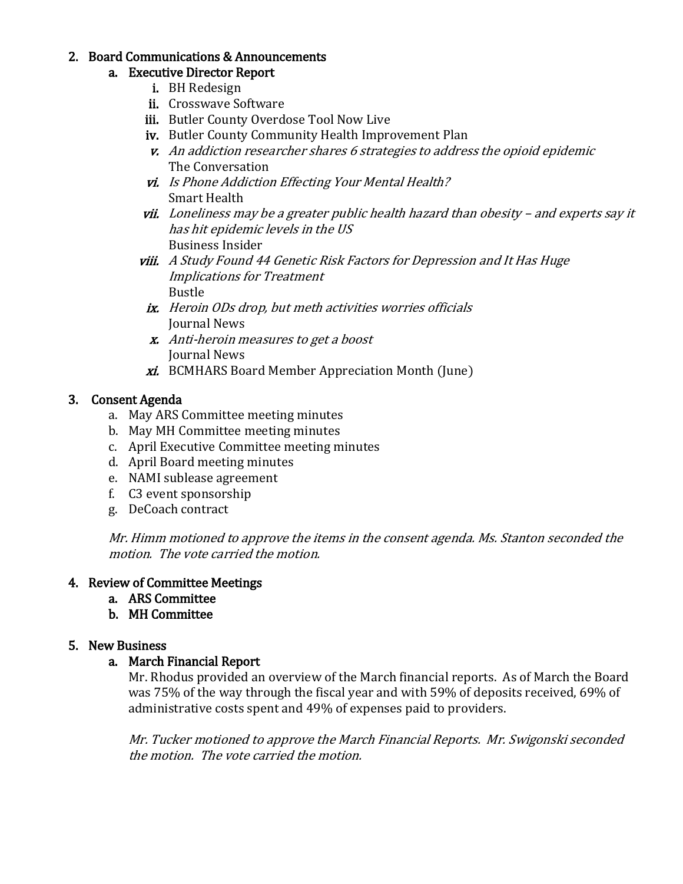2. Board Communications & Announcements
    a. Executive Director Report
        i. BH Redesign
        ii. Crosswave Software
        iii. Butler County Overdose Tool Now Live
        iv. Butler County Community Health Improvement Plan
        v. *An addiction researcher shares 6 strategies to address the opioid epidemic*
           The Conversation
        vi. *Is Phone Addiction Effecting Your Mental Health?*
           Smart Health
        vii. *Loneliness may be a greater public health hazard than obesity – and experts say it has hit epidemic levels in the US*
           Business Insider
        viii. *A Study Found 44 Genetic Risk Factors for Depression and It Has Huge Implications for Treatment*
           Bustle
        ix. *Heroin ODs drop, but meth activities worries officials*
           Journal News
        x. *Anti-heroin measures to get a boost*
           Journal News
        xi. BCMHARS Board Member Appreciation Month (June)

3. Consent Agenda
    a. May ARS Committee meeting minutes
    b. May MH Committee meeting minutes
    c. April Executive Committee meeting minutes
    d. April Board meeting minutes
    e. NAMI sublease agreement
    f. C3 event sponsorship
    g. DeCoach contract

    *Mr. Himm motioned to approve the items in the consent agenda. Ms. Stanton seconded the motion. The vote carried the motion.*

4. Review of Committee Meetings
    a. ARS Committee
    b. MH Committee

5. New Business
    a. March Financial Report

       Mr. Rhodus provided an overview of the March financial reports. As of March the Board was 75% of the way through the fiscal year and with 59% of deposits received, 69% of administrative costs spent and 49% of expenses paid to providers.

       *Mr. Tucker motioned to approve the March Financial Reports. Mr. Swigonski seconded the motion. The vote carried the motion.*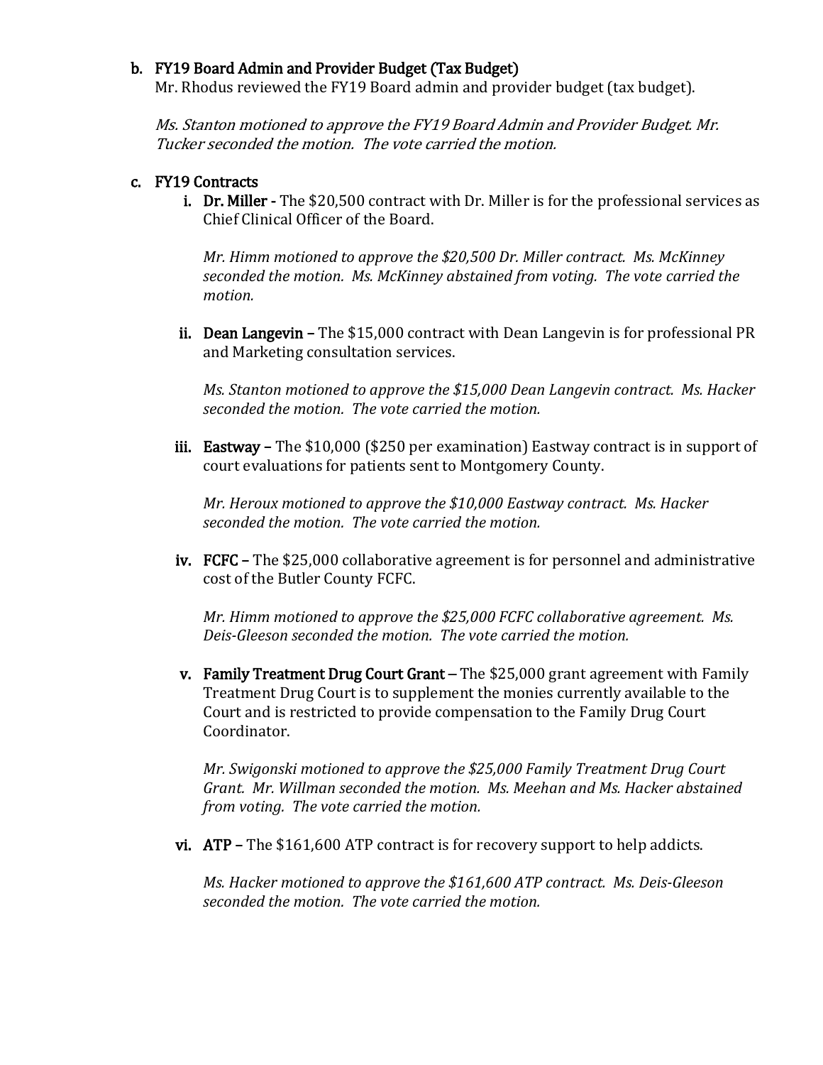b. **FY19 Board Admin and Provider Budget (Tax Budget)**

   Mr. Rhodus reviewed the FY19 Board admin and provider budget (tax budget).

   *Ms. Stanton motioned to approve the FY19 Board Admin and Provider Budget. Mr. Tucker seconded the motion. The vote carried the motion.*

c. **FY19 Contracts**

   i. **Dr. Miller -** The $20,500 contract with Dr. Miller is for the professional services as Chief Clinical Officer of the Board.

      *Mr. Himm motioned to approve the $20,500 Dr. Miller contract. Ms. McKinney seconded the motion. Ms. McKinney abstained from voting. The vote carried the motion.*

   ii. **Dean Langevin –** The $15,000 contract with Dean Langevin is for professional PR and Marketing consultation services.

      *Ms. Stanton motioned to approve the $15,000 Dean Langevin contract. Ms. Hacker seconded the motion. The vote carried the motion.*

   iii. **Eastway –** The $10,000 ($250 per examination) Eastway contract is in support of court evaluations for patients sent to Montgomery County.

      *Mr. Heroux motioned to approve the $10,000 Eastway contract. Ms. Hacker seconded the motion. The vote carried the motion.*

   iv. **FCFC –** The $25,000 collaborative agreement is for personnel and administrative cost of the Butler County FCFC.

      *Mr. Himm motioned to approve the $25,000 FCFC collaborative agreement. Ms. Deis-Gleeson seconded the motion. The vote carried the motion.*

   v. **Family Treatment Drug Court Grant –** The $25,000 grant agreement with Family Treatment Drug Court is to supplement the monies currently available to the Court and is restricted to provide compensation to the Family Drug Court Coordinator.

      *Mr. Swigonski motioned to approve the $25,000 Family Treatment Drug Court Grant. Mr. Willman seconded the motion. Ms. Meehan and Ms. Hacker abstained from voting. The vote carried the motion.*

   vi. **ATP –** The $161,600 ATP contract is for recovery support to help addicts.

      *Ms. Hacker motioned to approve the $161,600 ATP contract. Ms. Deis-Gleeson seconded the motion. The vote carried the motion.*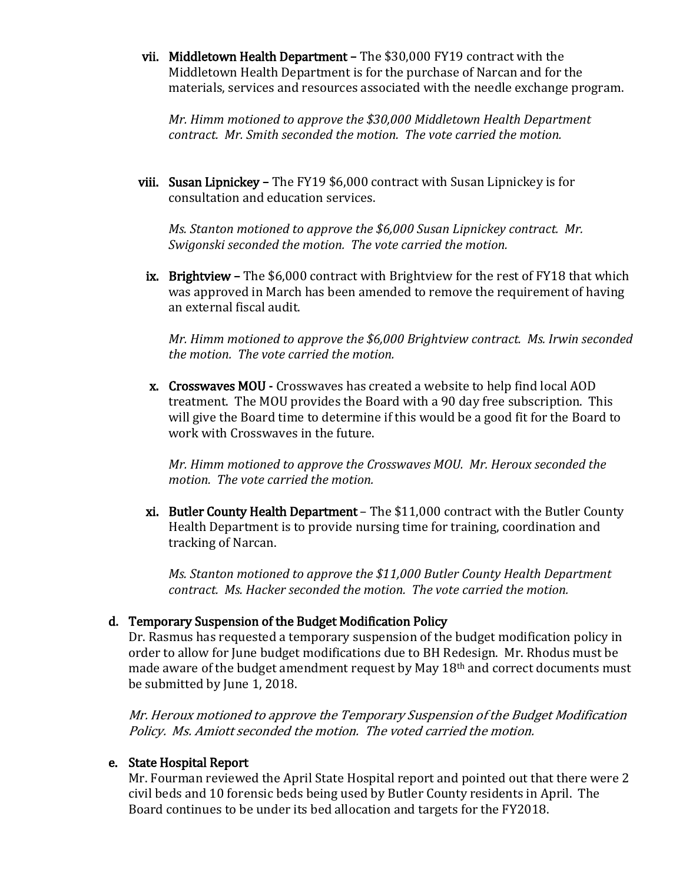vii. **Middletown Health Department** – The $30,000 FY19 contract with the Middletown Health Department is for the purchase of Narcan and for the materials, services and resources associated with the needle exchange program.

*Mr. Himm motioned to approve the $30,000 Middletown Health Department contract. Mr. Smith seconded the motion. The vote carried the motion.*

viii. **Susan Lipnickey** – The FY19 $6,000 contract with Susan Lipnickey is for consultation and education services.

*Ms. Stanton motioned to approve the $6,000 Susan Lipnickey contract. Mr. Swigonski seconded the motion. The vote carried the motion.*

ix. **Brightview** – The $6,000 contract with Brightview for the rest of FY18 that which was approved in March has been amended to remove the requirement of having an external fiscal audit.

*Mr. Himm motioned to approve the $6,000 Brightview contract. Ms. Irwin seconded the motion. The vote carried the motion.*

x. **Crosswaves MOU** - Crosswaves has created a website to help find local AOD treatment. The MOU provides the Board with a 90 day free subscription. This will give the Board time to determine if this would be a good fit for the Board to work with Crosswaves in the future.

*Mr. Himm motioned to approve the Crosswaves MOU. Mr. Heroux seconded the motion. The vote carried the motion.*

xi. **Butler County Health Department** – The $11,000 contract with the Butler County Health Department is to provide nursing time for training, coordination and tracking of Narcan.

*Ms. Stanton motioned to approve the $11,000 Butler County Health Department contract. Ms. Hacker seconded the motion. The vote carried the motion.*

**d. Temporary Suspension of the Budget Modification Policy**

Dr. Rasmus has requested a temporary suspension of the budget modification policy in order to allow for June budget modifications due to BH Redesign. Mr. Rhodus must be made aware of the budget amendment request by May 18th and correct documents must be submitted by June 1, 2018.

*Mr. Heroux motioned to approve the Temporary Suspension of the Budget Modification Policy. Ms. Amiott seconded the motion. The voted carried the motion.*

**e. State Hospital Report**

Mr. Fourman reviewed the April State Hospital report and pointed out that there were 2 civil beds and 10 forensic beds being used by Butler County residents in April. The Board continues to be under its bed allocation and targets for the FY2018.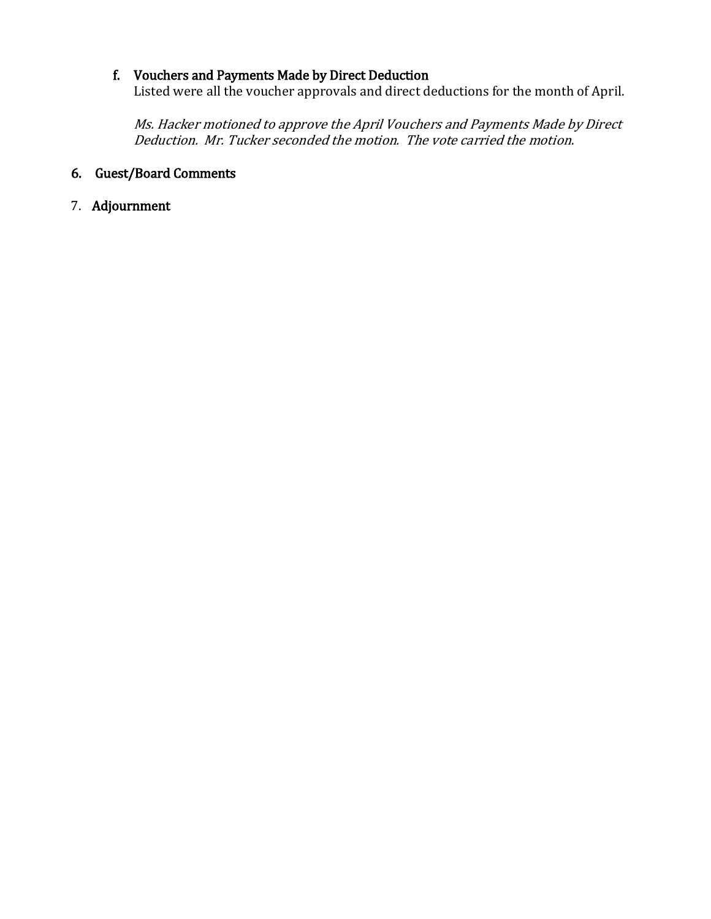### f. Vouchers and Payments Made by Direct Deduction

Listed were all the voucher approvals and direct deductions for the month of April.

*Ms. Hacker motioned to approve the April Vouchers and Payments Made by Direct Deduction. Mr. Tucker seconded the motion. The vote carried the motion.*

## 6. Guest/Board Comments

## 7. Adjournment